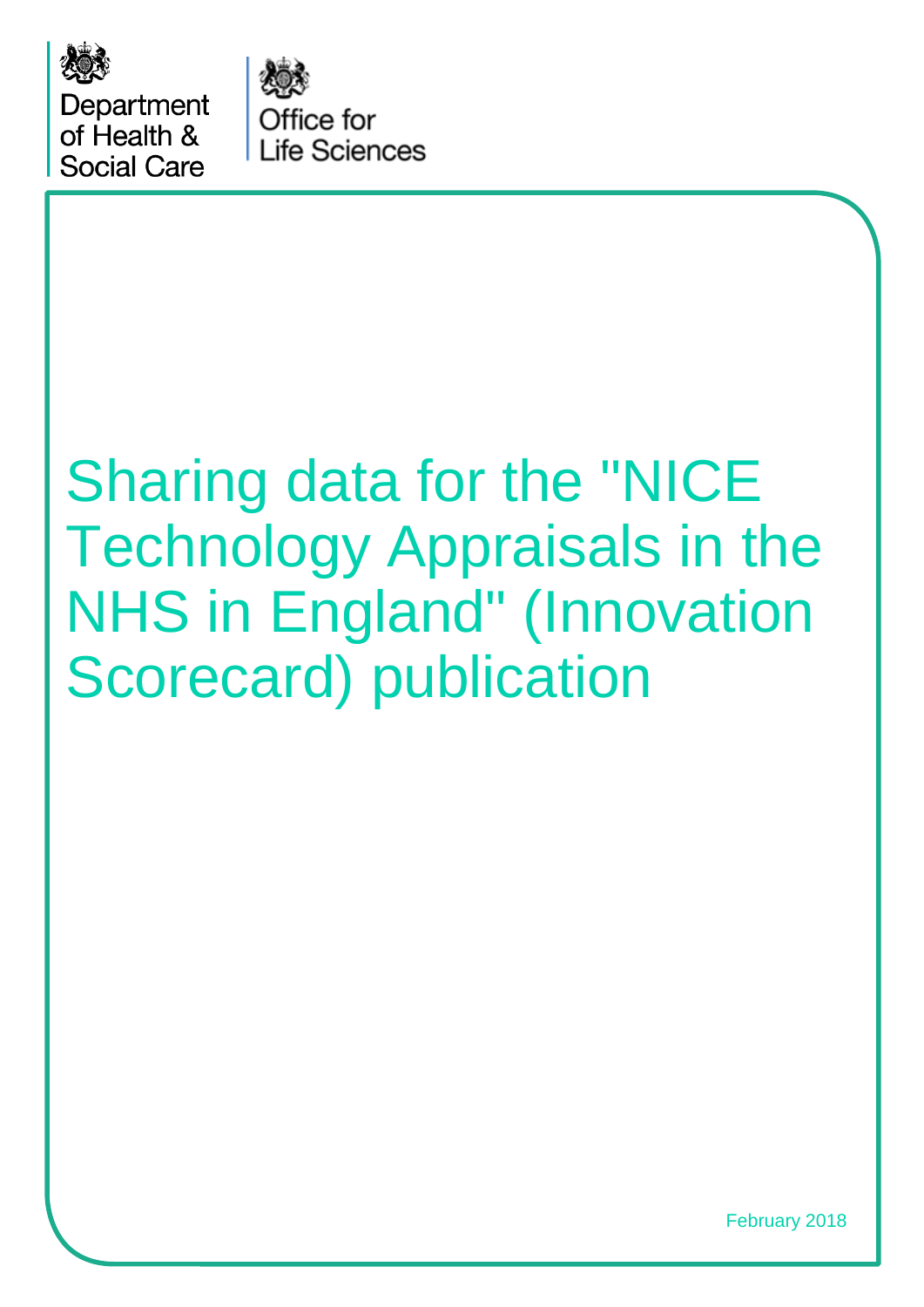Department of Health & Social Care

Office for Life Sciences

# Sharing data for the "NICE Technology Appraisals in the NHS in England" (Innovation Scorecard) publication

February 2018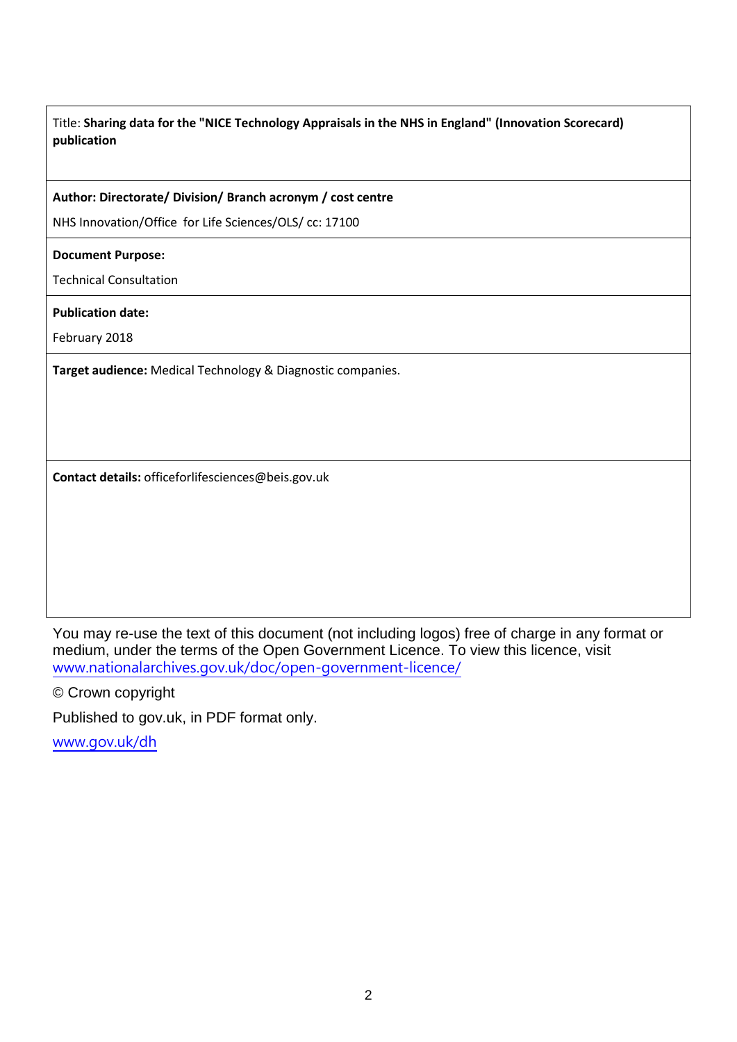Title: **Sharing data for the "NICE Technology Appraisals in the NHS in England" (Innovation Scorecard) publication**

**Author: Directorate/ Division/ Branch acronym / cost centre**

NHS Innovation/Office for Life Sciences/OLS/ cc: 17100

**Document Purpose:**

Technical Consultation

**Publication date:**

February 2018

**Target audience:** Medical Technology & Diagnostic companies.

**Contact details:** officeforlifesciences@beis.gov.uk

You may re-use the text of this document (not including logos) free of charge in any format or medium, under the terms of the Open Government Licence. To view this licence, visit www.nationalarchives.gov.uk/doc/open-government-licence/

© Crown copyright

Published to gov.uk, in PDF format only.

www.gov.uk/dh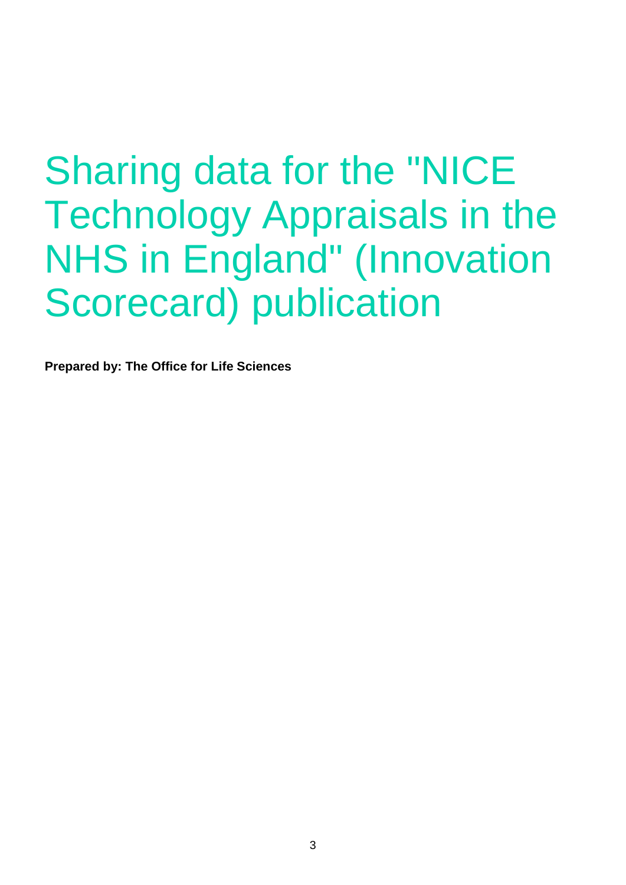# Sharing data for the "NICE Technology Appraisals in the NHS in England" (Innovation Scorecard) publication

**Prepared by: The Office for Life Sciences**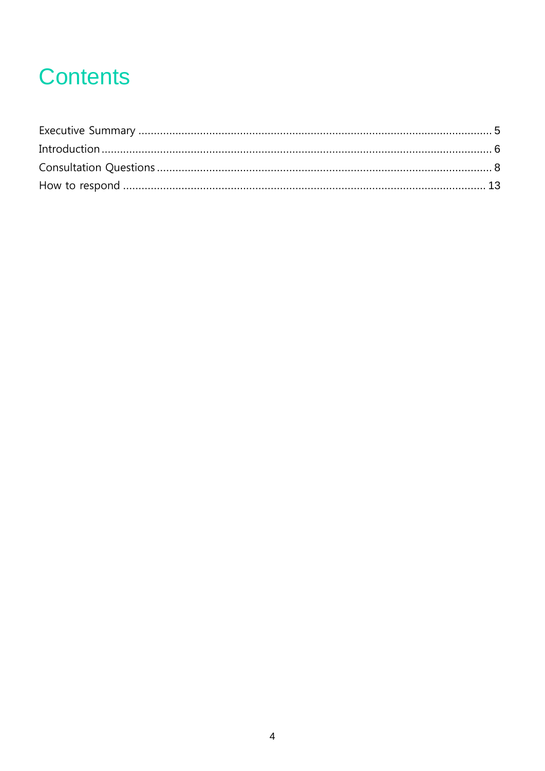# Contents

Executive Summary ........................................................................................................ 5
Introduction ................................................................................................................. 6
Consultation Questions ................................................................................................ 8
How to respond .......................................................................................................... 13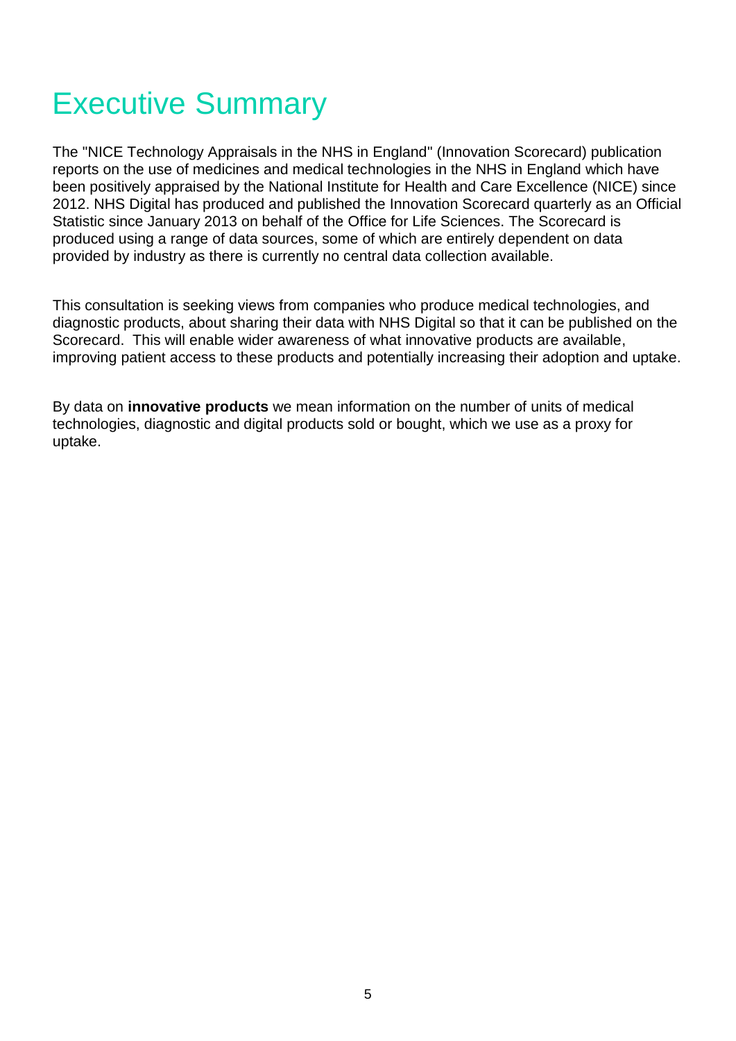# Executive Summary

The "NICE Technology Appraisals in the NHS in England" (Innovation Scorecard) publication reports on the use of medicines and medical technologies in the NHS in England which have been positively appraised by the National Institute for Health and Care Excellence (NICE) since 2012. NHS Digital has produced and published the Innovation Scorecard quarterly as an Official Statistic since January 2013 on behalf of the Office for Life Sciences. The Scorecard is produced using a range of data sources, some of which are entirely dependent on data provided by industry as there is currently no central data collection available.

This consultation is seeking views from companies who produce medical technologies, and diagnostic products, about sharing their data with NHS Digital so that it can be published on the Scorecard. This will enable wider awareness of what innovative products are available, improving patient access to these products and potentially increasing their adoption and uptake.

By data on **innovative products** we mean information on the number of units of medical technologies, diagnostic and digital products sold or bought, which we use as a proxy for uptake.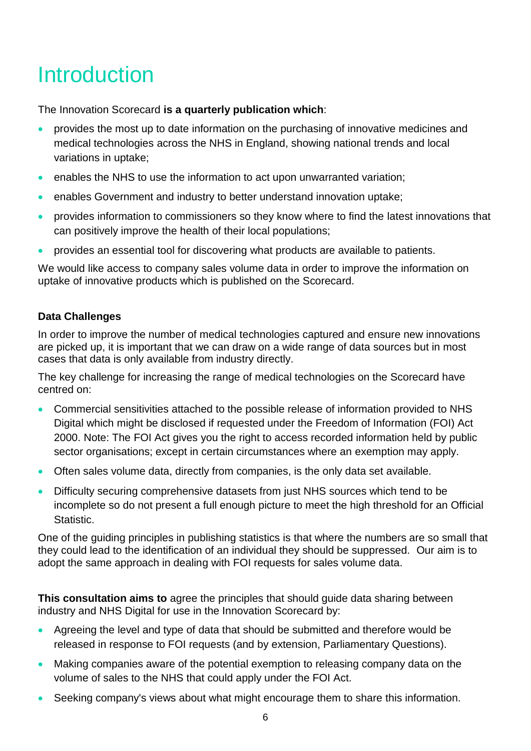# Introduction

The Innovation Scorecard **is a quarterly publication which**:

- provides the most up to date information on the purchasing of innovative medicines and medical technologies across the NHS in England, showing national trends and local variations in uptake;
- enables the NHS to use the information to act upon unwarranted variation;
- enables Government and industry to better understand innovation uptake;
- provides information to commissioners so they know where to find the latest innovations that can positively improve the health of their local populations;
- provides an essential tool for discovering what products are available to patients.

We would like access to company sales volume data in order to improve the information on uptake of innovative products which is published on the Scorecard.

**Data Challenges**

In order to improve the number of medical technologies captured and ensure new innovations are picked up, it is important that we can draw on a wide range of data sources but in most cases that data is only available from industry directly.

The key challenge for increasing the range of medical technologies on the Scorecard have centred on:

- Commercial sensitivities attached to the possible release of information provided to NHS Digital which might be disclosed if requested under the Freedom of Information (FOI) Act 2000. Note: The FOI Act gives you the right to access recorded information held by public sector organisations; except in certain circumstances where an exemption may apply.
- Often sales volume data, directly from companies, is the only data set available.
- Difficulty securing comprehensive datasets from just NHS sources which tend to be incomplete so do not present a full enough picture to meet the high threshold for an Official Statistic.

One of the guiding principles in publishing statistics is that where the numbers are so small that they could lead to the identification of an individual they should be suppressed. Our aim is to adopt the same approach in dealing with FOI requests for sales volume data.

**This consultation aims to** agree the principles that should guide data sharing between industry and NHS Digital for use in the Innovation Scorecard by:

- Agreeing the level and type of data that should be submitted and therefore would be released in response to FOI requests (and by extension, Parliamentary Questions).
- Making companies aware of the potential exemption to releasing company data on the volume of sales to the NHS that could apply under the FOI Act.
- Seeking company's views about what might encourage them to share this information.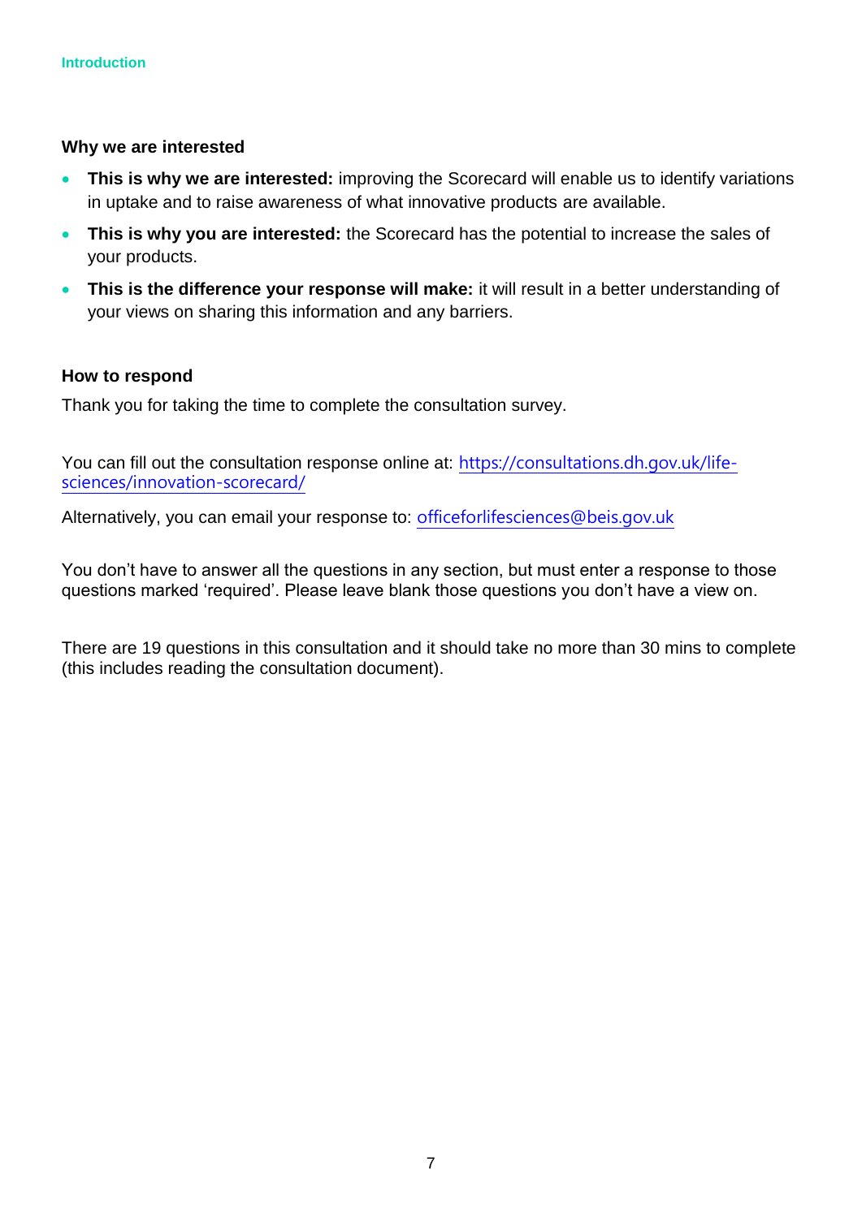### Why we are interested

- **This is why we are interested:** improving the Scorecard will enable us to identify variations in uptake and to raise awareness of what innovative products are available.
- **This is why you are interested:** the Scorecard has the potential to increase the sales of your products.
- **This is the difference your response will make:** it will result in a better understanding of your views on sharing this information and any barriers.

### How to respond

Thank you for taking the time to complete the consultation survey.

You can fill out the consultation response online at: https://consultations.dh.gov.uk/life-sciences/innovation-scorecard/

Alternatively, you can email your response to: officeforlifesciences@beis.gov.uk

You don't have to answer all the questions in any section, but must enter a response to those questions marked 'required'. Please leave blank those questions you don't have a view on.

There are 19 questions in this consultation and it should take no more than 30 mins to complete (this includes reading the consultation document).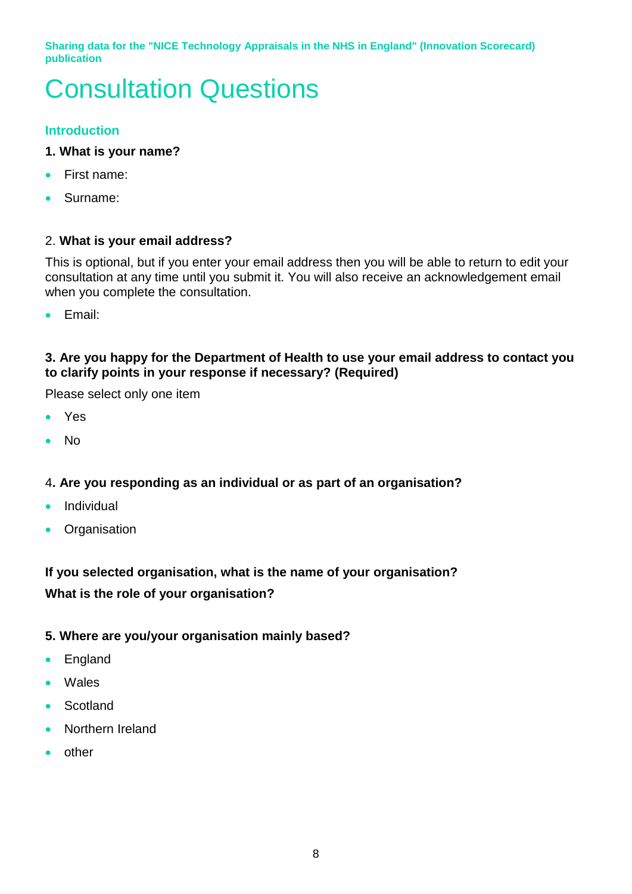# Consultation Questions

## Introduction

**1. What is your name?**

- First name:
- Surname:

2. **What is your email address?**

This is optional, but if you enter your email address then you will be able to return to edit your consultation at any time until you submit it. You will also receive an acknowledgement email when you complete the consultation.

- Email:

**3. Are you happy for the Department of Health to use your email address to contact you to clarify points in your response if necessary? (Required)**

Please select only one item

- Yes
- No

4**. Are you responding as an individual or as part of an organisation?**

- Individual
- Organisation

**If you selected organisation, what is the name of your organisation?**

**What is the role of your organisation?**

**5. Where are you/your organisation mainly based?**

- England
- Wales
- Scotland
- Northern Ireland
- other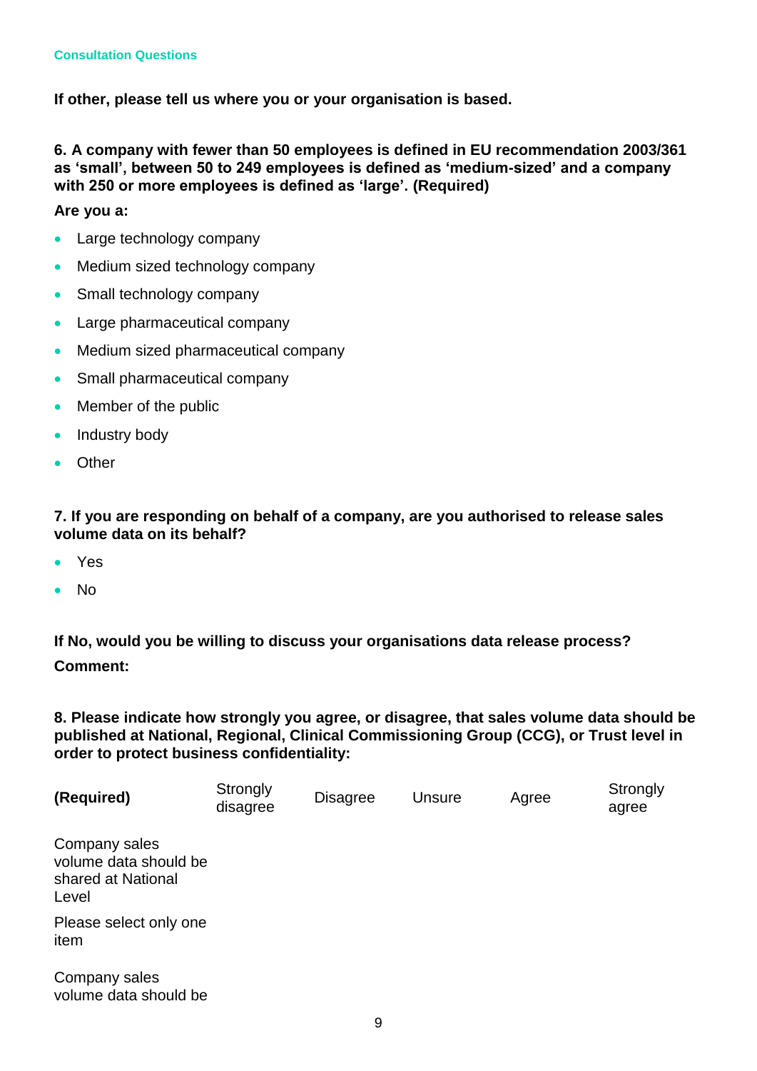Consultation Questions

**If other, please tell us where you or your organisation is based.**

**6. A company with fewer than 50 employees is defined in EU recommendation 2003/361 as ‘small’, between 50 to 249 employees is defined as ‘medium-sized’ and a company with 250 or more employees is defined as ‘large’. (Required)**

**Are you a:**

- Large technology company
- Medium sized technology company
- Small technology company
- Large pharmaceutical company
- Medium sized pharmaceutical company
- Small pharmaceutical company
- Member of the public
- Industry body
- Other

**7. If you are responding on behalf of a company, are you authorised to release sales volume data on its behalf?**

- Yes
- No

**If No, would you be willing to discuss your organisations data release process?**

**Comment:**

**8. Please indicate how strongly you agree, or disagree, that sales volume data should be published at National, Regional, Clinical Commissioning Group (CCG), or Trust level in order to protect business confidentiality:**

| **(Required)** | Strongly disagree | Disagree | Unsure | Agree | Strongly agree |
|---|---|---|---|---|---|
| Company sales volume data should be shared at National Level<br><br>Please select only one item | | | | | |
| Company sales volume data should be | | | | | |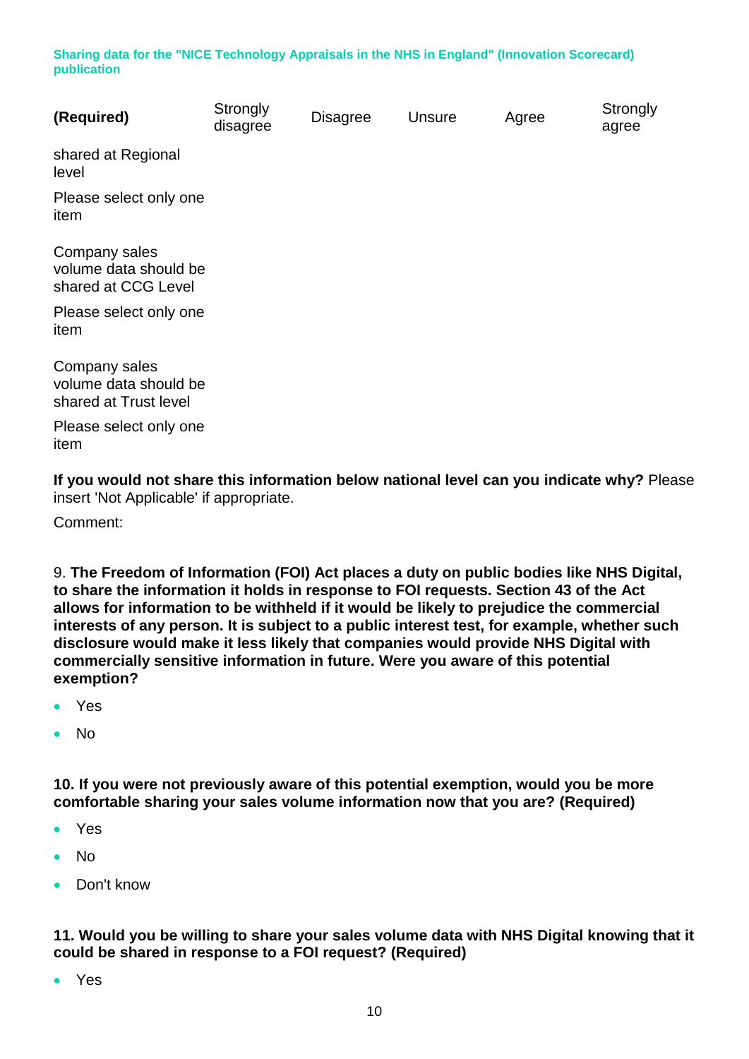**Sharing data for the "NICE Technology Appraisals in the NHS in England" (Innovation Scorecard) publication**

| **(Required)** | Strongly disagree | Disagree | Unsure | Agree | Strongly agree |
|---|---|---|---|---|---|
| shared at Regional level<br><br>Please select only one item | | | | | |
| Company sales volume data should be shared at CCG Level<br><br>Please select only one item | | | | | |
| Company sales volume data should be shared at Trust level<br><br>Please select only one item | | | | | |

**If you would not share this information below national level can you indicate why?** Please insert 'Not Applicable' if appropriate.

Comment:

9. **The Freedom of Information (FOI) Act places a duty on public bodies like NHS Digital, to share the information it holds in response to FOI requests. Section 43 of the Act allows for information to be withheld if it would be likely to prejudice the commercial interests of any person. It is subject to a public interest test, for example, whether such disclosure would make it less likely that companies would provide NHS Digital with commercially sensitive information in future. Were you aware of this potential exemption?**

- Yes
- No

**10. If you were not previously aware of this potential exemption, would you be more comfortable sharing your sales volume information now that you are? (Required)**

- Yes
- No
- Don't know

**11. Would you be willing to share your sales volume data with NHS Digital knowing that it could be shared in response to a FOI request? (Required)**

- Yes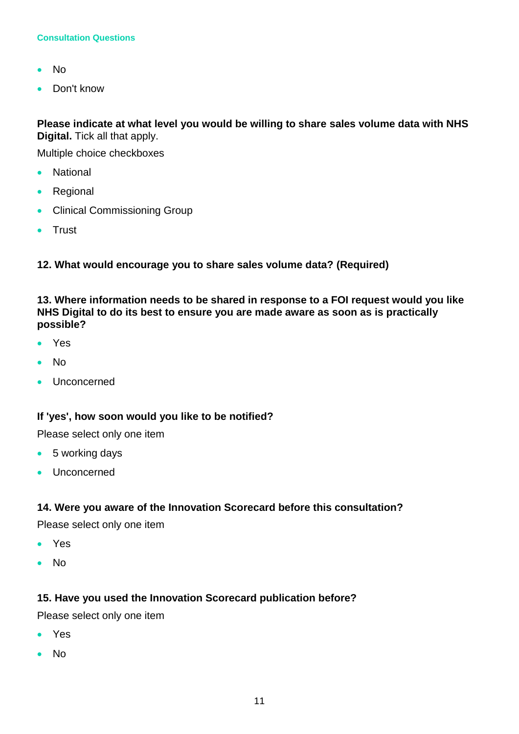- No
- Don't know

**Please indicate at what level you would be willing to share sales volume data with NHS Digital.** Tick all that apply.

Multiple choice checkboxes

- National
- Regional
- Clinical Commissioning Group
- Trust

**12. What would encourage you to share sales volume data? (Required)**

**13. Where information needs to be shared in response to a FOI request would you like NHS Digital to do its best to ensure you are made aware as soon as is practically possible?**

- Yes
- No
- Unconcerned

**If 'yes', how soon would you like to be notified?**

Please select only one item

- 5 working days
- Unconcerned

**14. Were you aware of the Innovation Scorecard before this consultation?**

Please select only one item

- Yes
- No

**15. Have you used the Innovation Scorecard publication before?**

Please select only one item

- Yes
- No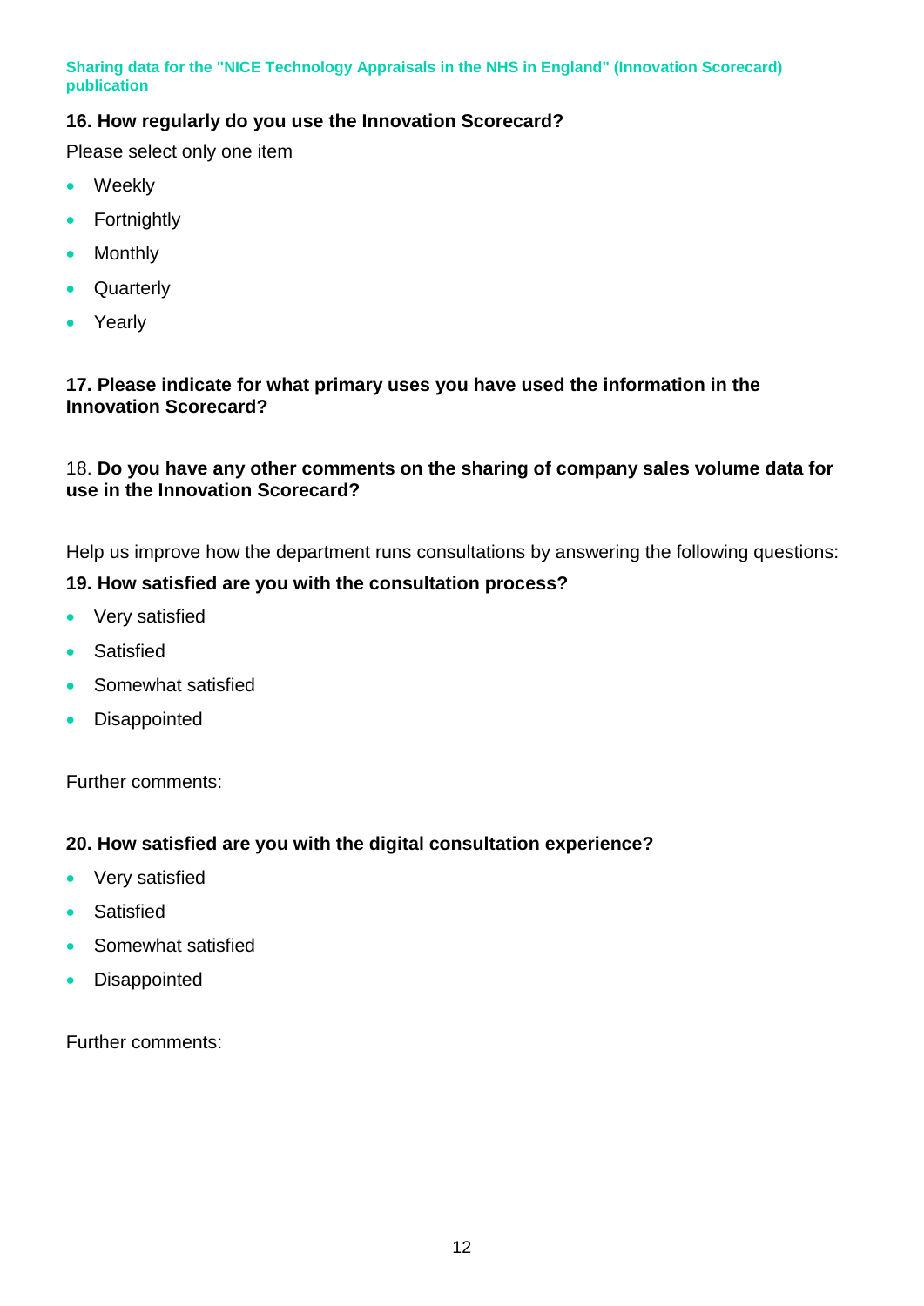**Sharing data for the "NICE Technology Appraisals in the NHS in England" (Innovation Scorecard) publication**

**16. How regularly do you use the Innovation Scorecard?**

Please select only one item

- Weekly
- Fortnightly
- Monthly
- Quarterly
- Yearly

**17. Please indicate for what primary uses you have used the information in the Innovation Scorecard?**

18. **Do you have any other comments on the sharing of company sales volume data for use in the Innovation Scorecard?**

Help us improve how the department runs consultations by answering the following questions:

**19. How satisfied are you with the consultation process?**

- Very satisfied
- Satisfied
- Somewhat satisfied
- Disappointed

Further comments:

**20. How satisfied are you with the digital consultation experience?**

- Very satisfied
- Satisfied
- Somewhat satisfied
- Disappointed

Further comments: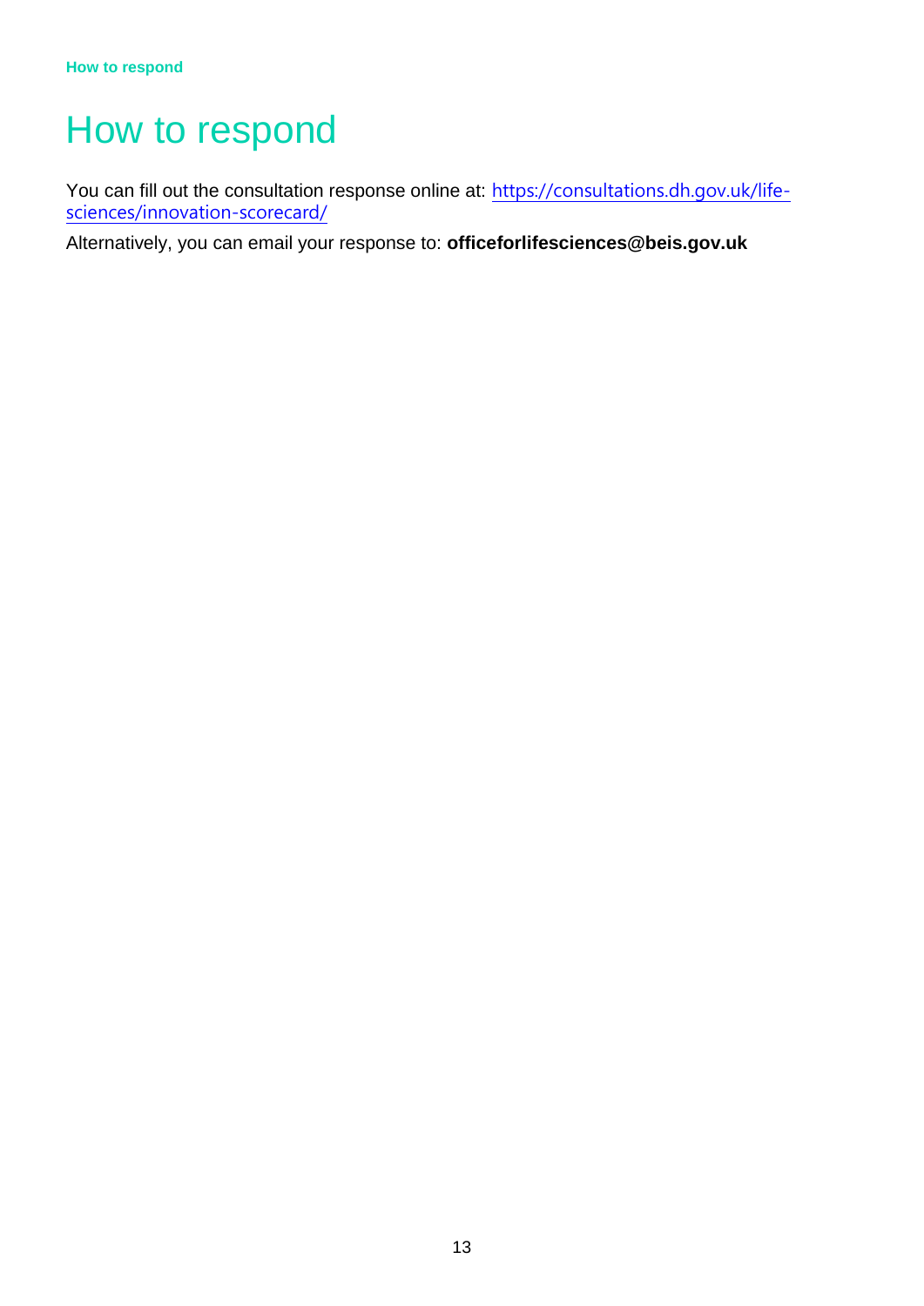# How to respond

You can fill out the consultation response online at: https://consultations.dh.gov.uk/life-sciences/innovation-scorecard/

Alternatively, you can email your response to: **officeforlifesciences@beis.gov.uk**